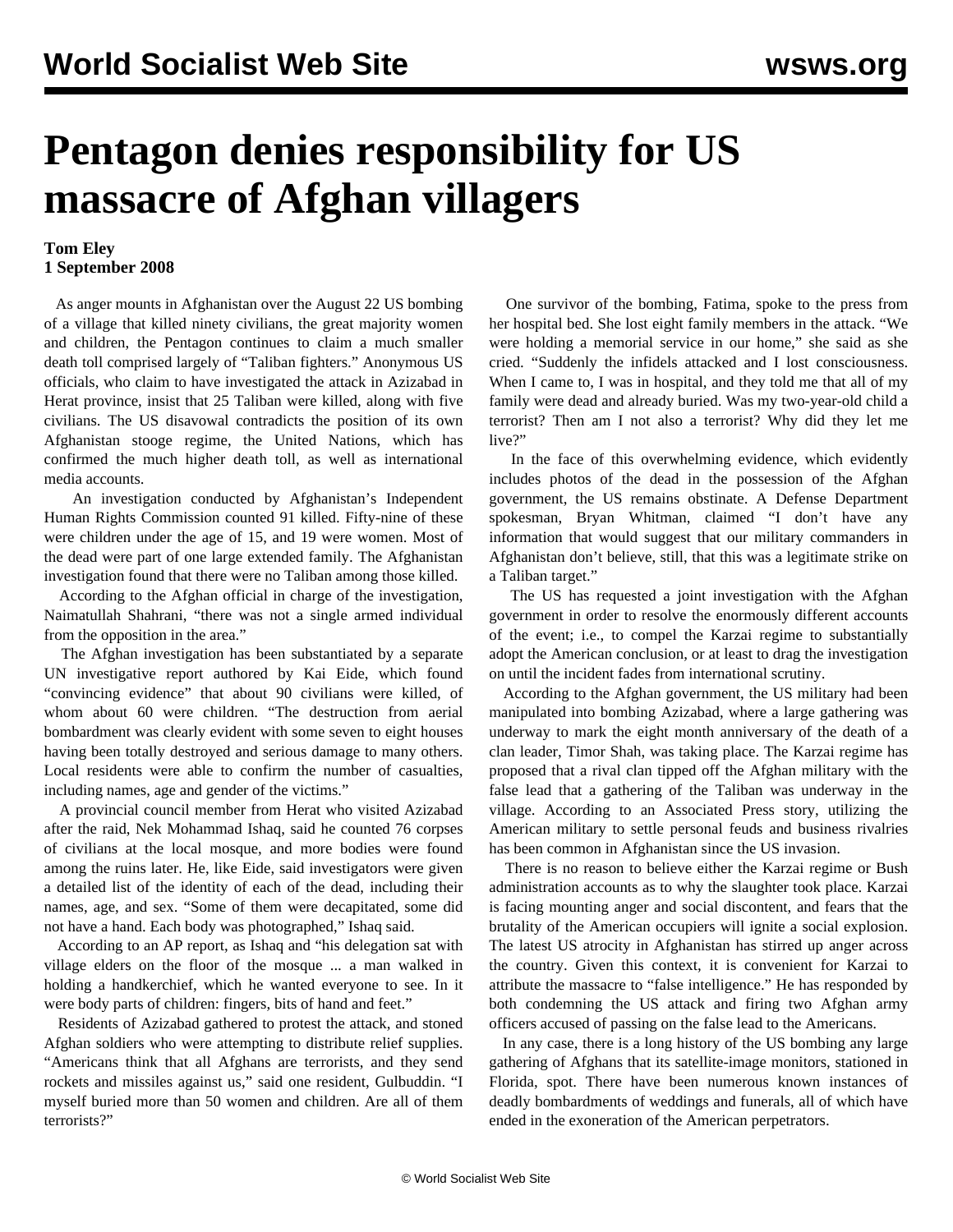# Pentagon denies responsibility for US massacre of Afghan villagers

**Tom Eley**
**1 September 2008**

As anger mounts in Afghanistan over the August 22 US bombing of a village that killed ninety civilians, the great majority women and children, the Pentagon continues to claim a much smaller death toll comprised largely of "Taliban fighters." Anonymous US officials, who claim to have investigated the attack in Azizabad in Herat province, insist that 25 Taliban were killed, along with five civilians. The US disavowal contradicts the position of its own Afghanistan stooge regime, the United Nations, which has confirmed the much higher death toll, as well as international media accounts.

An investigation conducted by Afghanistan's Independent Human Rights Commission counted 91 killed. Fifty-nine of these were children under the age of 15, and 19 were women. Most of the dead were part of one large extended family. The Afghanistan investigation found that there were no Taliban among those killed.

According to the Afghan official in charge of the investigation, Naimatullah Shahrani, "there was not a single armed individual from the opposition in the area."

The Afghan investigation has been substantiated by a separate UN investigative report authored by Kai Eide, which found "convincing evidence" that about 90 civilians were killed, of whom about 60 were children. "The destruction from aerial bombardment was clearly evident with some seven to eight houses having been totally destroyed and serious damage to many others. Local residents were able to confirm the number of casualties, including names, age and gender of the victims."

A provincial council member from Herat who visited Azizabad after the raid, Nek Mohammad Ishaq, said he counted 76 corpses of civilians at the local mosque, and more bodies were found among the ruins later. He, like Eide, said investigators were given a detailed list of the identity of each of the dead, including their names, age, and sex. "Some of them were decapitated, some did not have a hand. Each body was photographed," Ishaq said.

According to an AP report, as Ishaq and "his delegation sat with village elders on the floor of the mosque ... a man walked in holding a handkerchief, which he wanted everyone to see. In it were body parts of children: fingers, bits of hand and feet."

Residents of Azizabad gathered to protest the attack, and stoned Afghan soldiers who were attempting to distribute relief supplies. "Americans think that all Afghans are terrorists, and they send rockets and missiles against us," said one resident, Gulbuddin. "I myself buried more than 50 women and children. Are all of them terrorists?"

One survivor of the bombing, Fatima, spoke to the press from her hospital bed. She lost eight family members in the attack. "We were holding a memorial service in our home," she said as she cried. "Suddenly the infidels attacked and I lost consciousness. When I came to, I was in hospital, and they told me that all of my family were dead and already buried. Was my two-year-old child a terrorist? Then am I not also a terrorist? Why did they let me live?"

In the face of this overwhelming evidence, which evidently includes photos of the dead in the possession of the Afghan government, the US remains obstinate. A Defense Department spokesman, Bryan Whitman, claimed "I don't have any information that would suggest that our military commanders in Afghanistan don't believe, still, that this was a legitimate strike on a Taliban target."

The US has requested a joint investigation with the Afghan government in order to resolve the enormously different accounts of the event; i.e., to compel the Karzai regime to substantially adopt the American conclusion, or at least to drag the investigation on until the incident fades from international scrutiny.

According to the Afghan government, the US military had been manipulated into bombing Azizabad, where a large gathering was underway to mark the eight month anniversary of the death of a clan leader, Timor Shah, was taking place. The Karzai regime has proposed that a rival clan tipped off the Afghan military with the false lead that a gathering of the Taliban was underway in the village. According to an Associated Press story, utilizing the American military to settle personal feuds and business rivalries has been common in Afghanistan since the US invasion.

There is no reason to believe either the Karzai regime or Bush administration accounts as to why the slaughter took place. Karzai is facing mounting anger and social discontent, and fears that the brutality of the American occupiers will ignite a social explosion. The latest US atrocity in Afghanistan has stirred up anger across the country. Given this context, it is convenient for Karzai to attribute the massacre to "false intelligence." He has responded by both condemning the US attack and firing two Afghan army officers accused of passing on the false lead to the Americans.

In any case, there is a long history of the US bombing any large gathering of Afghans that its satellite-image monitors, stationed in Florida, spot. There have been numerous known instances of deadly bombardments of weddings and funerals, all of which have ended in the exoneration of the American perpetrators.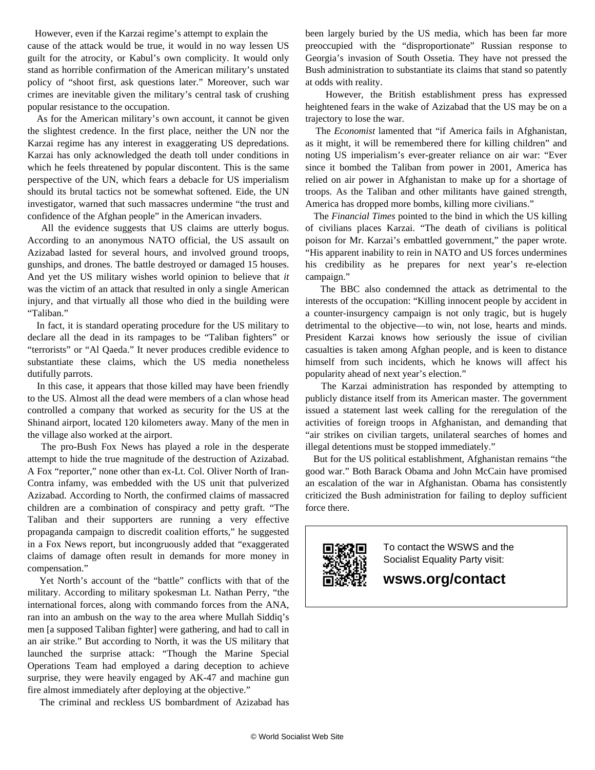However, even if the Karzai regime's attempt to explain the cause of the attack would be true, it would in no way lessen US guilt for the atrocity, or Kabul's own complicity. It would only stand as horrible confirmation of the American military's unstated policy of "shoot first, ask questions later." Moreover, such war crimes are inevitable given the military's central task of crushing popular resistance to the occupation.

As for the American military's own account, it cannot be given the slightest credence. In the first place, neither the UN nor the Karzai regime has any interest in exaggerating US depredations. Karzai has only acknowledged the death toll under conditions in which he feels threatened by popular discontent. This is the same perspective of the UN, which fears a debacle for US imperialism should its brutal tactics not be somewhat softened. Eide, the UN investigator, warned that such massacres undermine "the trust and confidence of the Afghan people" in the American invaders.

All the evidence suggests that US claims are utterly bogus. According to an anonymous NATO official, the US assault on Azizabad lasted for several hours, and involved ground troops, gunships, and drones. The battle destroyed or damaged 15 houses. And yet the US military wishes world opinion to believe that *it* was the victim of an attack that resulted in only a single American injury, and that virtually all those who died in the building were "Taliban."

In fact, it is standard operating procedure for the US military to declare all the dead in its rampages to be "Taliban fighters" or "terrorists" or "Al Qaeda." It never produces credible evidence to substantiate these claims, which the US media nonetheless dutifully parrots.

In this case, it appears that those killed may have been friendly to the US. Almost all the dead were members of a clan whose head controlled a company that worked as security for the US at the Shinand airport, located 120 kilometers away. Many of the men in the village also worked at the airport.

The pro-Bush Fox News has played a role in the desperate attempt to hide the true magnitude of the destruction of Azizabad. A Fox "reporter," none other than ex-Lt. Col. Oliver North of Iran-Contra infamy, was embedded with the US unit that pulverized Azizabad. According to North, the confirmed claims of massacred children are a combination of conspiracy and petty graft. "The Taliban and their supporters are running a very effective propaganda campaign to discredit coalition efforts," he suggested in a Fox News report, but incongruously added that "exaggerated claims of damage often result in demands for more money in compensation."

Yet North's account of the "battle" conflicts with that of the military. According to military spokesman Lt. Nathan Perry, "the international forces, along with commando forces from the ANA, ran into an ambush on the way to the area where Mullah Siddiq's men [a supposed Taliban fighter] were gathering, and had to call in an air strike." But according to North, it was the US military that launched the surprise attack: "Though the Marine Special Operations Team had employed a daring deception to achieve surprise, they were heavily engaged by AK-47 and machine gun fire almost immediately after deploying at the objective."

The criminal and reckless US bombardment of Azizabad has been largely buried by the US media, which has been far more preoccupied with the "disproportionate" Russian response to Georgia's invasion of South Ossetia. They have not pressed the Bush administration to substantiate its claims that stand so patently at odds with reality.

However, the British establishment press has expressed heightened fears in the wake of Azizabad that the US may be on a trajectory to lose the war.

The *Economist* lamented that "if America fails in Afghanistan, as it might, it will be remembered there for killing children" and noting US imperialism's ever-greater reliance on air war: "Ever since it bombed the Taliban from power in 2001, America has relied on air power in Afghanistan to make up for a shortage of troops. As the Taliban and other militants have gained strength, America has dropped more bombs, killing more civilians."

The *Financial Times* pointed to the bind in which the US killing of civilians places Karzai. "The death of civilians is political poison for Mr. Karzai's embattled government," the paper wrote. "His apparent inability to rein in NATO and US forces undermines his credibility as he prepares for next year's re-election campaign."

The BBC also condemned the attack as detrimental to the interests of the occupation: "Killing innocent people by accident in a counter-insurgency campaign is not only tragic, but is hugely detrimental to the objective—to win, not lose, hearts and minds. President Karzai knows how seriously the issue of civilian casualties is taken among Afghan people, and is keen to distance himself from such incidents, which he knows will affect his popularity ahead of next year's election."

The Karzai administration has responded by attempting to publicly distance itself from its American master. The government issued a statement last week calling for the reregulation of the activities of foreign troops in Afghanistan, and demanding that "air strikes on civilian targets, unilateral searches of homes and illegal detentions must be stopped immediately."

But for the US political establishment, Afghanistan remains "the good war." Both Barack Obama and John McCain have promised an escalation of the war in Afghanistan. Obama has consistently criticized the Bush administration for failing to deploy sufficient force there.

To contact the WSWS and the Socialist Equality Party visit:

**wsws.org/contact**